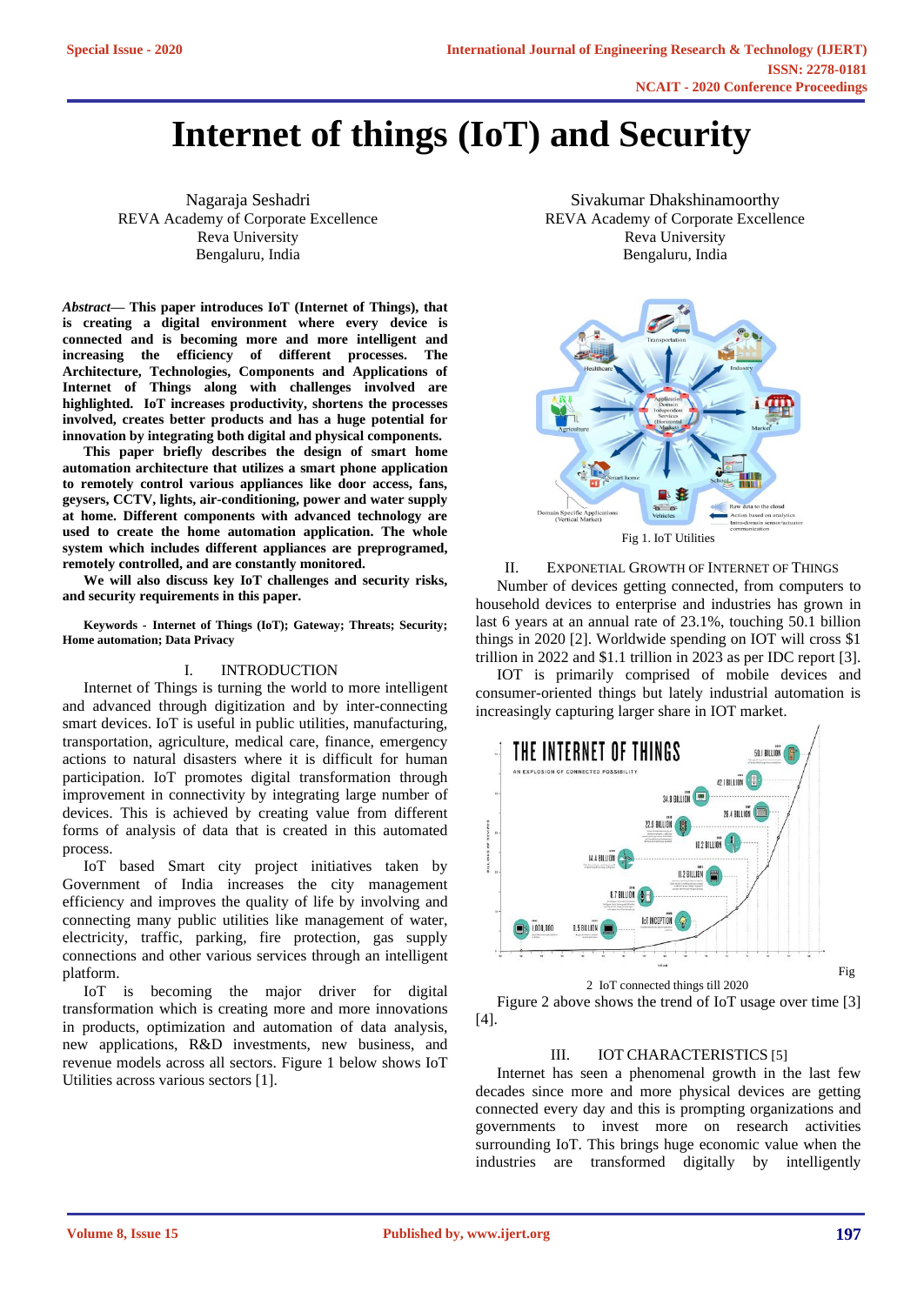# Internet of things (IoT) and Security

Nagaraja Seshadri
REVA Academy of Corporate Excellence
Reva University
Bengaluru, India

Sivakumar Dhakshinamoorthy
REVA Academy of Corporate Excellence
Reva University
Bengaluru, India

***Abstract*— This paper introduces IoT (Internet of Things), that is creating a digital environment where every device is connected and is becoming more and more intelligent and increasing the efficiency of different processes. The Architecture, Technologies, Components and Applications of Internet of Things along with challenges involved are highlighted. IoT increases productivity, shortens the processes involved, creates better products and has a huge potential for innovation by integrating both digital and physical components.**

**This paper briefly describes the design of smart home automation architecture that utilizes a smart phone application to remotely control various appliances like door access, fans, geysers, CCTV, lights, air-conditioning, power and water supply at home. Different components with advanced technology are used to create the home automation application. The whole system which includes different appliances are preprogramed, remotely controlled, and are constantly monitored.**

**We will also discuss key IoT challenges and security risks, and security requirements in this paper.**

**Keywords - Internet of Things (IoT); Gateway; Threats; Security; Home automation; Data Privacy**

## I. INTRODUCTION

Internet of Things is turning the world to more intelligent and advanced through digitization and by inter-connecting smart devices. IoT is useful in public utilities, manufacturing, transportation, agriculture, medical care, finance, emergency actions to natural disasters where it is difficult for human participation. IoT promotes digital transformation through improvement in connectivity by integrating large number of devices. This is achieved by creating value from different forms of analysis of data that is created in this automated process.

IoT based Smart city project initiatives taken by Government of India increases the city management efficiency and improves the quality of life by involving and connecting many public utilities like management of water, electricity, traffic, parking, fire protection, gas supply connections and other various services through an intelligent platform.

IoT is becoming the major driver for digital transformation which is creating more and more innovations in products, optimization and automation of data analysis, new applications, R&D investments, new business, and revenue models across all sectors. Figure 1 below shows IoT Utilities across various sectors [1].

Fig 1. IoT Utilities

## II. EXPONETIAL GROWTH OF INTERNET OF THINGS

Number of devices getting connected, from computers to household devices to enterprise and industries has grown in last 6 years at an annual rate of 23.1%, touching 50.1 billion things in 2020 [2]. Worldwide spending on IOT will cross $1 trillion in 2022 and $1.1 trillion in 2023 as per IDC report [3].

IOT is primarily comprised of mobile devices and consumer-oriented things but lately industrial automation is increasingly capturing larger share in IOT market.

Fig 2 IoT connected things till 2020

Figure 2 above shows the trend of IoT usage over time [3] [4].

## III. IOT CHARACTERISTICS [5]

Internet has seen a phenomenal growth in the last few decades since more and more physical devices are getting connected every day and this is prompting organizations and governments to invest more on research activities surrounding IoT. This brings huge economic value when the industries are transformed digitally by intelligently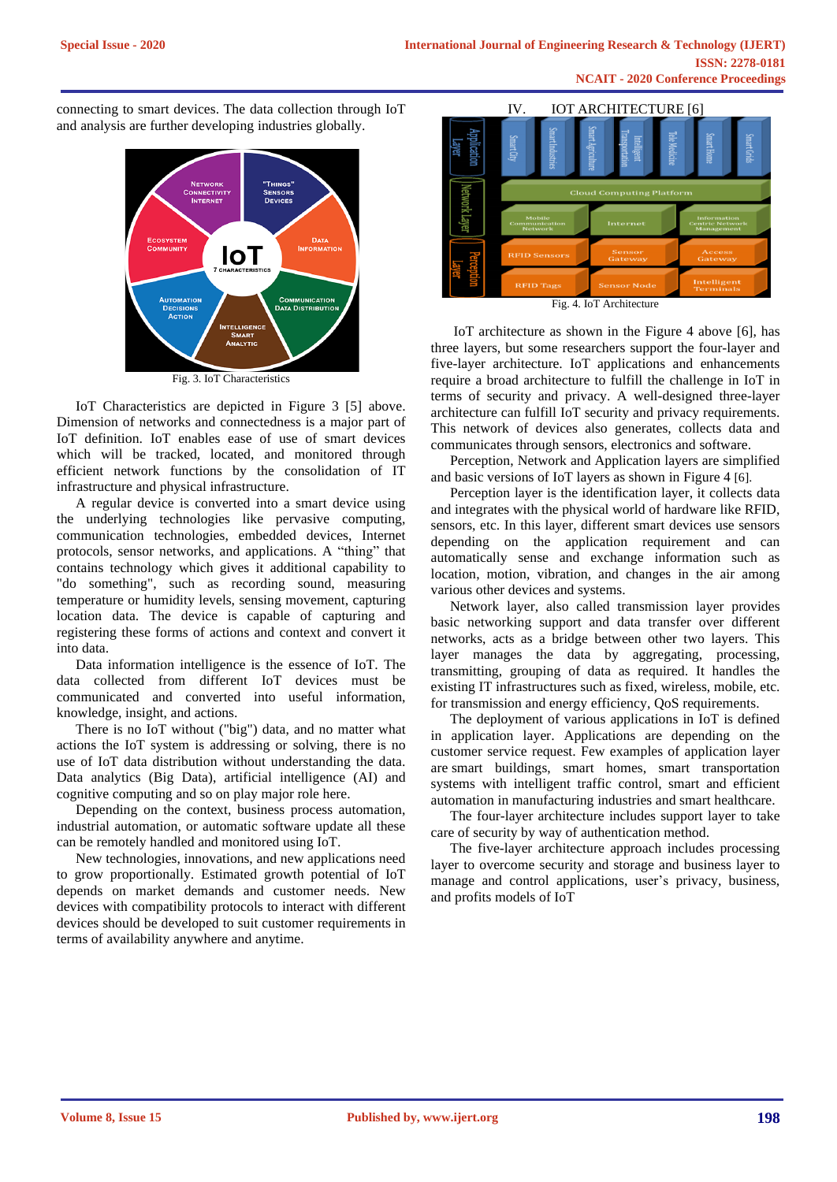connecting to smart devices. The data collection through IoT and analysis are further developing industries globally.

Fig. 3. IoT Characteristics

IoT Characteristics are depicted in Figure 3 [5] above. Dimension of networks and connectedness is a major part of IoT definition. IoT enables ease of use of smart devices which will be tracked, located, and monitored through efficient network functions by the consolidation of IT infrastructure and physical infrastructure.

A regular device is converted into a smart device using the underlying technologies like pervasive computing, communication technologies, embedded devices, Internet protocols, sensor networks, and applications. A "thing" that contains technology which gives it additional capability to "do something", such as recording sound, measuring temperature or humidity levels, sensing movement, capturing location data. The device is capable of capturing and registering these forms of actions and context and convert it into data.

Data information intelligence is the essence of IoT. The data collected from different IoT devices must be communicated and converted into useful information, knowledge, insight, and actions.

There is no IoT without ("big") data, and no matter what actions the IoT system is addressing or solving, there is no use of IoT data distribution without understanding the data. Data analytics (Big Data), artificial intelligence (AI) and cognitive computing and so on play major role here.

Depending on the context, business process automation, industrial automation, or automatic software update all these can be remotely handled and monitored using IoT.

New technologies, innovations, and new applications need to grow proportionally. Estimated growth potential of IoT depends on market demands and customer needs. New devices with compatibility protocols to interact with different devices should be developed to suit customer requirements in terms of availability anywhere and anytime.

## IV. IOT ARCHITECTURE [6]

Fig. 4. IoT Architecture

IoT architecture as shown in the Figure 4 above [6], has three layers, but some researchers support the four-layer and five-layer architecture. IoT applications and enhancements require a broad architecture to fulfill the challenge in IoT in terms of security and privacy. A well-designed three-layer architecture can fulfill IoT security and privacy requirements. This network of devices also generates, collects data and communicates through sensors, electronics and software.

Perception, Network and Application layers are simplified and basic versions of IoT layers as shown in Figure 4 [6].

Perception layer is the identification layer, it collects data and integrates with the physical world of hardware like RFID, sensors, etc. In this layer, different smart devices use sensors depending on the application requirement and can automatically sense and exchange information such as location, motion, vibration, and changes in the air among various other devices and systems.

Network layer, also called transmission layer provides basic networking support and data transfer over different networks, acts as a bridge between other two layers. This layer manages the data by aggregating, processing, transmitting, grouping of data as required. It handles the existing IT infrastructures such as fixed, wireless, mobile, etc. for transmission and energy efficiency, QoS requirements.

The deployment of various applications in IoT is defined in application layer. Applications are depending on the customer service request. Few examples of application layer are smart buildings, smart homes, smart transportation systems with intelligent traffic control, smart and efficient automation in manufacturing industries and smart healthcare.

The four-layer architecture includes support layer to take care of security by way of authentication method.

The five-layer architecture approach includes processing layer to overcome security and storage and business layer to manage and control applications, user's privacy, business, and profits models of IoT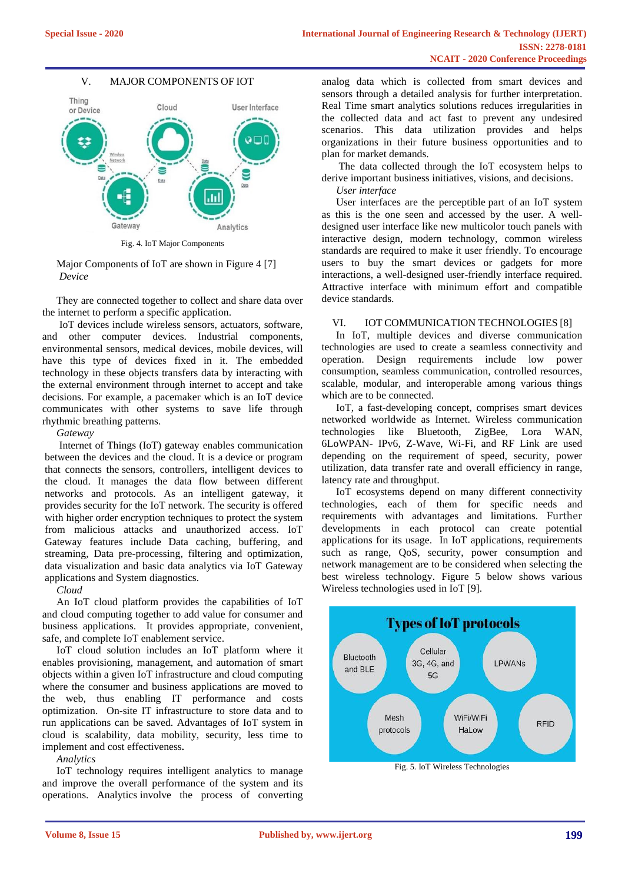## V. MAJOR COMPONENTS OF IOT

Fig. 4. IoT Major Components

Major Components of IoT are shown in Figure 4 [7]

*Device*

They are connected together to collect and share data over the internet to perform a specific application.

IoT devices include wireless sensors, actuators, software, and other computer devices. Industrial components, environmental sensors, medical devices, mobile devices, will have this type of devices fixed in it. The embedded technology in these objects transfers data by interacting with the external environment through internet to accept and take decisions. For example, a pacemaker which is an IoT device communicates with other systems to save life through rhythmic breathing patterns.

*Gateway*

Internet of Things (IoT) gateway enables communication between the devices and the cloud. It is a device or program that connects the sensors, controllers, intelligent devices to the cloud. It manages the data flow between different networks and protocols. As an intelligent gateway, it provides security for the IoT network. The security is offered with higher order encryption techniques to protect the system from malicious attacks and unauthorized access. IoT Gateway features include Data caching, buffering, and streaming, Data pre-processing, filtering and optimization, data visualization and basic data analytics via IoT Gateway applications and System diagnostics.

*Cloud*

An IoT cloud platform provides the capabilities of IoT and cloud computing together to add value for consumer and business applications. It provides appropriate, convenient, safe, and complete IoT enablement service.

IoT cloud solution includes an IoT platform where it enables provisioning, management, and automation of smart objects within a given IoT infrastructure and cloud computing where the consumer and business applications are moved to the web, thus enabling IT performance and costs optimization. On-site IT infrastructure to store data and to run applications can be saved. Advantages of IoT system in cloud is scalability, data mobility, security, less time to implement and cost effectiveness.

*Analytics*

IoT technology requires intelligent analytics to manage and improve the overall performance of the system and its operations. Analytics involve the process of converting analog data which is collected from smart devices and sensors through a detailed analysis for further interpretation. Real Time smart analytics solutions reduces irregularities in the collected data and act fast to prevent any undesired scenarios. This data utilization provides and helps organizations in their future business opportunities and to plan for market demands.

The data collected through the IoT ecosystem helps to derive important business initiatives, visions, and decisions.

*User interface*

User interfaces are the perceptible part of an IoT system as this is the one seen and accessed by the user. A well-designed user interface like new multicolor touch panels with interactive design, modern technology, common wireless standards are required to make it user friendly. To encourage users to buy the smart devices or gadgets for more interactions, a well-designed user-friendly interface required. Attractive interface with minimum effort and compatible device standards.

## VI. IOT COMMUNICATION TECHNOLOGIES [8]

In IoT, multiple devices and diverse communication technologies are used to create a seamless connectivity and operation. Design requirements include low power consumption, seamless communication, controlled resources, scalable, modular, and interoperable among various things which are to be connected.

IoT, a fast-developing concept, comprises smart devices networked worldwide as Internet. Wireless communication technologies like Bluetooth, ZigBee, Lora WAN, 6LoWPAN- IPv6, Z-Wave, Wi-Fi, and RF Link are used depending on the requirement of speed, security, power utilization, data transfer rate and overall efficiency in range, latency rate and throughput.

IoT ecosystems depend on many different connectivity technologies, each of them for specific needs and requirements with advantages and limitations. Further developments in each protocol can create potential applications for its usage. In IoT applications, requirements such as range, QoS, security, power consumption and network management are to be considered when selecting the best wireless technology. Figure 5 below shows various Wireless technologies used in IoT [9].

Fig. 5. IoT Wireless Technologies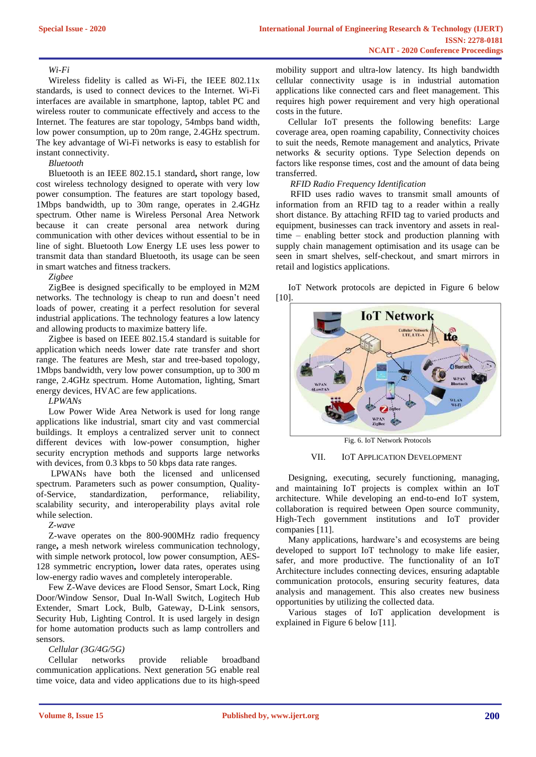*Wi-Fi*

Wireless fidelity is called as Wi-Fi, the IEEE 802.11x standards, is used to connect devices to the Internet. Wi-Fi interfaces are available in smartphone, laptop, tablet PC and wireless router to communicate effectively and access to the Internet. The features are star topology, 54mbps band width, low power consumption, up to 20m range, 2.4GHz spectrum. The key advantage of Wi-Fi networks is easy to establish for instant connectivity.

*Bluetooth*

Bluetooth is an IEEE 802.15.1 standard**,** short range, low cost wireless technology designed to operate with very low power consumption. The features are start topology based, 1Mbps bandwidth, up to 30m range, operates in 2.4GHz spectrum. Other name is Wireless Personal Area Network because it can create personal area network during communication with other devices without essential to be in line of sight. Bluetooth Low Energy LE uses less power to transmit data than standard Bluetooth, its usage can be seen in smart watches and fitness trackers.

*Zigbee*

ZigBee is designed specifically to be employed in M2M networks. The technology is cheap to run and doesn't need loads of power, creating it a perfect resolution for several industrial applications. The technology features a low latency and allowing products to maximize battery life.

Zigbee is based on IEEE 802.15.4 standard is suitable for application which needs lower date rate transfer and short range. The features are Mesh, star and tree-based topology, 1Mbps bandwidth, very low power consumption, up to 300 m range, 2.4GHz spectrum. Home Automation, lighting, Smart energy devices, HVAC are few applications.

*LPWANs*

Low Power Wide Area Network is used for long range applications like industrial, smart city and vast commercial buildings. It employs a centralized server unit to connect different devices with low-power consumption, higher security encryption methods and supports large networks with devices, from 0.3 kbps to 50 kbps data rate ranges.

LPWANs have both the licensed and unlicensed spectrum. Parameters such as power consumption, Quality-of-Service, standardization, performance, reliability, scalability security, and interoperability plays avital role while selection.

*Z-wave*

Z-wave operates on the 800-900MHz radio frequency range**,** a mesh network wireless communication technology, with simple network protocol, low power consumption, AES-128 symmetric encryption**,** lower data rates, operates using low-energy radio waves and completely interoperable.

Few Z-Wave devices are Flood Sensor, Smart Lock, Ring Door/Window Sensor, Dual In-Wall Switch, Logitech Hub Extender, Smart Lock, Bulb, Gateway, D-Link sensors, Security Hub, Lighting Control. It is used largely in design for home automation products such as lamp controllers and sensors.

*Cellular (3G/4G/5G)*

Cellular networks provide reliable broadband communication applications. Next generation 5G enable real time voice, data and video applications due to its high-speed mobility support and ultra-low latency. Its high bandwidth cellular connectivity usage is in industrial automation applications like connected cars and fleet management. This requires high power requirement and very high operational costs in the future.

Cellular IoT presents the following benefits: Large coverage area, open roaming capability, Connectivity choices to suit the needs, Remote management and analytics, Private networks & security options. Type Selection depends on factors like response times, cost and the amount of data being transferred.

*RFID Radio Frequency Identification*

RFID uses radio waves to transmit small amounts of information from an RFID tag to a reader within a really short distance. By attaching RFID tag to varied products and equipment, businesses can track inventory and assets in real-time – enabling better stock and production planning with supply chain management optimisation and its usage can be seen in smart shelves, self-checkout, and smart mirrors in retail and logistics applications.

IoT Network protocols are depicted in Figure 6 below [10].

Fig. 6. IoT Network Protocols

## VII. IoT Application Development

Designing, executing, securely functioning, managing, and maintaining IoT projects is complex within an IoT architecture. While developing an end-to-end IoT system, collaboration is required between Open source community, High-Tech government institutions and IoT provider companies [11].

Many applications, hardware's and ecosystems are being developed to support IoT technology to make life easier, safer, and more productive. The functionality of an IoT Architecture includes connecting devices, ensuring adaptable communication protocols, ensuring security features, data analysis and management. This also creates new business opportunities by utilizing the collected data.

Various stages of IoT application development is explained in Figure 6 below [11].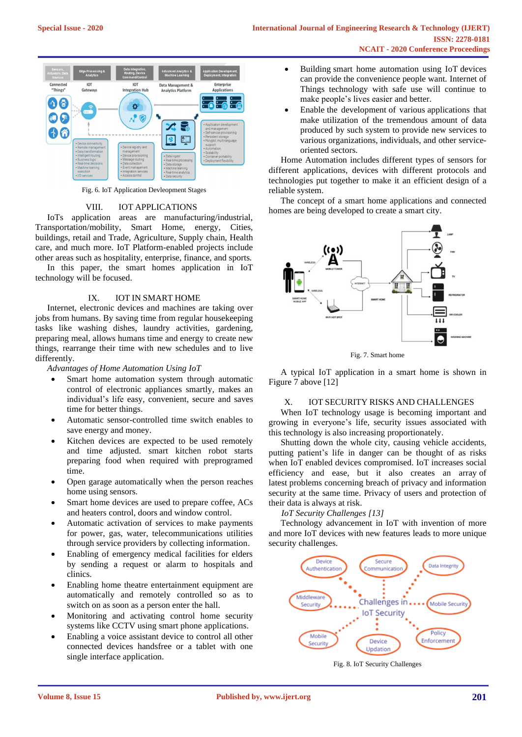Fig. 6. IoT Application Devleopment Stages

## VIII. IOT APPLICATIONS

IoTs application areas are manufacturing/industrial, Transportation/mobility, Smart Home, energy, Cities, buildings, retail and Trade, Agriculture, Supply chain, Health care, and much more. IoT Platform-enabled projects include other areas such as hospitality, enterprise, finance, and sports.

In this paper, the smart homes application in IoT technology will be focused.

## IX. IOT IN SMART HOME

Internet, electronic devices and machines are taking over jobs from humans. By saving time from regular housekeeping tasks like washing dishes, laundry activities, gardening, preparing meal, allows humans time and energy to create new things, rearrange their time with new schedules and to live differently.

*Advantages of Home Automation Using IoT*

- Smart home automation system through automatic control of electronic appliances smartly, makes an individual's life easy, convenient, secure and saves time for better things.
- Automatic sensor-controlled time switch enables to save energy and money.
- Kitchen devices are expected to be used remotely and time adjusted. smart kitchen robot starts preparing food when required with preprogramed time.
- Open garage automatically when the person reaches home using sensors.
- Smart home devices are used to prepare coffee, ACs and heaters control, doors and window control.
- Automatic activation of services to make payments for power, gas, water, telecommunications utilities through service providers by collecting information.
- Enabling of emergency medical facilities for elders by sending a request or alarm to hospitals and clinics.
- Enabling home theatre entertainment equipment are automatically and remotely controlled so as to switch on as soon as a person enter the hall.
- Monitoring and activating control home security systems like CCTV using smart phone applications.
- Enabling a voice assistant device to control all other connected devices handsfree or a tablet with one single interface application.
- Building smart home automation using IoT devices can provide the convenience people want. Internet of Things technology with safe use will continue to make people's lives easier and better.
- Enable the development of various applications that make utilization of the tremendous amount of data produced by such system to provide new services to various organizations, individuals, and other service-oriented sectors.

Home Automation includes different types of sensors for different applications, devices with different protocols and technologies put together to make it an efficient design of a reliable system.

The concept of a smart home applications and connected homes are being developed to create a smart city.

Fig. 7. Smart home

A typical IoT application in a smart home is shown in Figure 7 above [12]

## X. IOT SECURITY RISKS AND CHALLENGES

When IoT technology usage is becoming important and growing in everyone's life, security issues associated with this technology is also increasing proportionately.

Shutting down the whole city, causing vehicle accidents, putting patient's life in danger can be thought of as risks when IoT enabled devices compromised. IoT increases social efficiency and ease, but it also creates an array of latest problems concerning breach of privacy and information security at the same time. Privacy of users and protection of their data is always at risk.

*IoT Security Challenges [13]*

Technology advancement in IoT with invention of more and more IoT devices with new features leads to more unique security challenges.

Fig. 8. IoT Security Challenges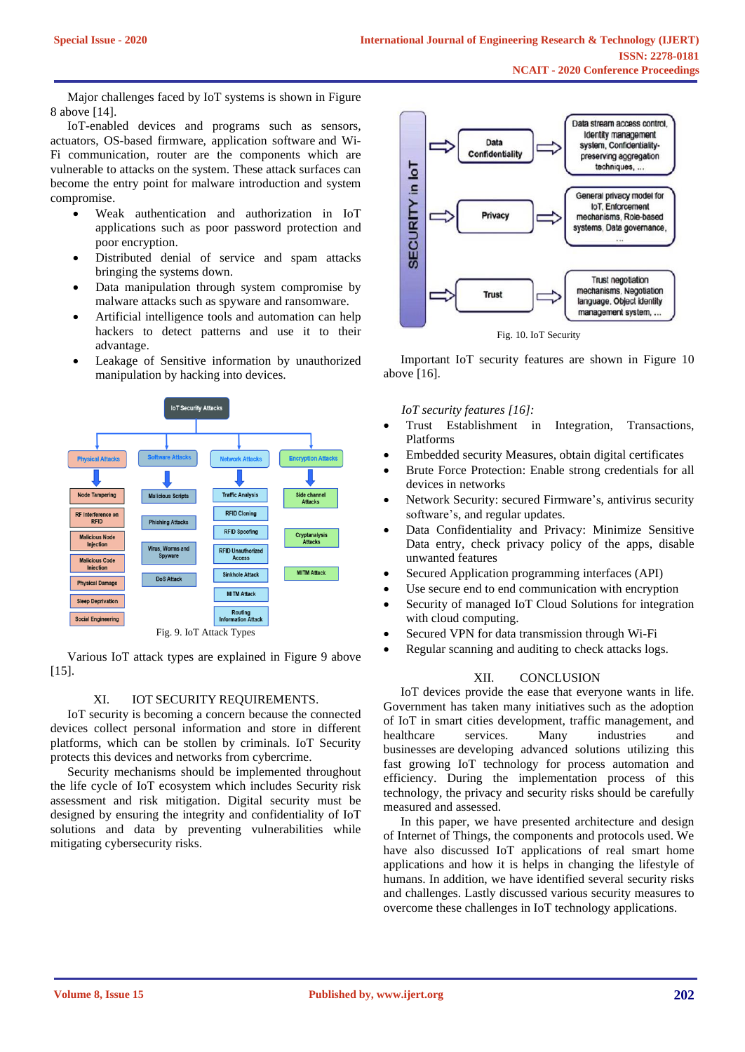Major challenges faced by IoT systems is shown in Figure 8 above [14].

IoT-enabled devices and programs such as sensors, actuators, OS-based firmware, application software and Wi-Fi communication, router are the components which are vulnerable to attacks on the system. These attack surfaces can become the entry point for malware introduction and system compromise.

- Weak authentication and authorization in IoT applications such as poor password protection and poor encryption.
- Distributed denial of service and spam attacks bringing the systems down.
- Data manipulation through system compromise by malware attacks such as spyware and ransomware.
- Artificial intelligence tools and automation can help hackers to detect patterns and use it to their advantage.
- Leakage of Sensitive information by unauthorized manipulation by hacking into devices.

Fig. 9. IoT Attack Types

Various IoT attack types are explained in Figure 9 above [15].

## XI. IOT SECURITY REQUIREMENTS.

IoT security is becoming a concern because the connected devices collect personal information and store in different platforms, which can be stolen by criminals. IoT Security protects this devices and networks from cybercrime.

Security mechanisms should be implemented throughout the life cycle of IoT ecosystem which includes Security risk assessment and risk mitigation. Digital security must be designed by ensuring the integrity and confidentiality of IoT solutions and data by preventing vulnerabilities while mitigating cybersecurity risks.

Fig. 10. IoT Security

Important IoT security features are shown in Figure 10 above [16].

*IoT security features [16]:*

- Trust Establishment in Integration, Transactions, Platforms
- Embedded security Measures, obtain digital certificates
- Brute Force Protection: Enable strong credentials for all devices in networks
- Network Security: secured Firmware's, antivirus security software's, and regular updates.
- Data Confidentiality and Privacy: Minimize Sensitive Data entry, check privacy policy of the apps, disable unwanted features
- Secured Application programming interfaces (API)
- Use secure end to end communication with encryption
- Security of managed IoT Cloud Solutions for integration with cloud computing.
- Secured VPN for data transmission through Wi-Fi
- Regular scanning and auditing to check attacks logs.

## XII. CONCLUSION

IoT devices provide the ease that everyone wants in life. Government has taken many initiatives such as the adoption of IoT in smart cities development, traffic management, and healthcare services. Many industries and businesses are developing advanced solutions utilizing this fast growing IoT technology for process automation and efficiency. During the implementation process of this technology, the privacy and security risks should be carefully measured and assessed.

In this paper, we have presented architecture and design of Internet of Things, the components and protocols used. We have also discussed IoT applications of real smart home applications and how it is helps in changing the lifestyle of humans. In addition, we have identified several security risks and challenges. Lastly discussed various security measures to overcome these challenges in IoT technology applications.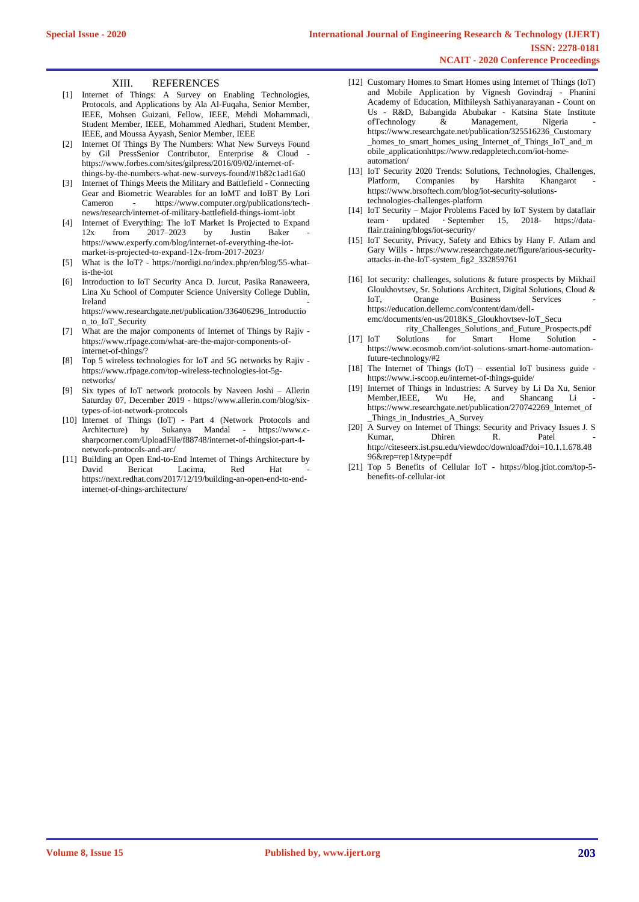## XIII. REFERENCES

[1] Internet of Things: A Survey on Enabling Technologies, Protocols, and Applications by Ala Al-Fuqaha, Senior Member, IEEE, Mohsen Guizani, Fellow, IEEE, Mehdi Mohammadi, Student Member, IEEE, Mohammed Aledhari, Student Member, IEEE, and Moussa Ayyash, Senior Member, IEEE

[2] Internet Of Things By The Numbers: What New Surveys Found by Gil PressSenior Contributor, Enterprise & Cloud - https://www.forbes.com/sites/gilpress/2016/09/02/internet-of-things-by-the-numbers-what-new-surveys-found/#1b82c1ad16a0

[3] Internet of Things Meets the Military and Battlefield - Connecting Gear and Biometric Wearables for an IoMT and IoBT By Lori Cameron - https://www.computer.org/publications/tech-news/research/internet-of-military-battlefield-things-iomt-iobt

[4] Internet of Everything: The IoT Market Is Projected to Expand 12x from 2017–2023 by Justin Baker - https://www.experfy.com/blog/internet-of-everything-the-iot-market-is-projected-to-expand-12x-from-2017-2023/

[5] What is the IoT? - https://nordigi.no/index.php/en/blog/55-what-is-the-iot

[6] Introduction to IoT Security Anca D. Jurcut, Pasika Ranaweera, Lina Xu School of Computer Science University College Dublin, Ireland - https://www.researchgate.net/publication/336406296_Introduction_to_IoT_Security

[7] What are the major components of Internet of Things by Rajiv - https://www.rfpage.com/what-are-the-major-components-of-internet-of-things/?

[8] Top 5 wireless technologies for IoT and 5G networks by Rajiv - https://www.rfpage.com/top-wireless-technologies-iot-5g-networks/

[9] Six types of IoT network protocols by Naveen Joshi – Allerin Saturday 07, December 2019 - https://www.allerin.com/blog/six-types-of-iot-network-protocols

[10] Internet of Things (IoT) - Part 4 (Network Protocols and Architecture) by Sukanya Mandal - https://www.c-sharpcorner.com/UploadFile/f88748/internet-of-thingsiot-part-4-network-protocols-and-arc/

[11] Building an Open End-to-End Internet of Things Architecture by David Bericat Lacima, Red Hat - https://next.redhat.com/2017/12/19/building-an-open-end-to-end-internet-of-things-architecture/

[12] Customary Homes to Smart Homes using Internet of Things (IoT) and Mobile Application by Vignesh Govindraj - Phanini Academy of Education, Mithileysh Sathiyanarayanan - Count on Us - R&D, Babangida Abubakar - Katsina State Institute ofTechnology & Management, Nigeria - https://www.researchgate.net/publication/325516236_Customary_homes_to_smart_homes_using_Internet_of_Things_IoT_and_mobile_applicationhttps://www.redappletech.com/iot-home-automation/

[13] IoT Security 2020 Trends: Solutions, Technologies, Challenges, Platform, Companies by Harshita Khangarot - https://www.brsoftech.com/blog/iot-security-solutions-technologies-challenges-platform

[14] IoT Security – Major Problems Faced by IoT System by dataflair team · updated · September 15, 2018- https://data-flair.training/blogs/iot-security/

[15] IoT Security, Privacy, Safety and Ethics by Hany F. Atlam and Gary Wills - https://www.researchgate.net/figure/arious-security-attacks-in-the-IoT-system_fig2_332859761

[16] Iot security: challenges, solutions & future prospects by Mikhail Gloukhovtsev, Sr. Solutions Architect, Digital Solutions, Cloud & IoT, Orange Business Services - https://education.dellemc.com/content/dam/dell-emc/documents/en-us/2018KS_Gloukhovtsev-IoT_Security_Challenges_Solutions_and_Future_Prospects.pdf

[17] IoT Solutions for Smart Home Solution - https://www.ecosmob.com/iot-solutions-smart-home-automation-future-technology/#2

[18] The Internet of Things (IoT) – essential IoT business guide - https://www.i-scoop.eu/internet-of-things-guide/

[19] Internet of Things in Industries: A Survey by Li Da Xu, Senior Member,IEEE, Wu He, and Shancang Li - https://www.researchgate.net/publication/270742269_Internet_of_Things_in_Industries_A_Survey

[20] A Survey on Internet of Things: Security and Privacy Issues J. S Kumar, Dhiren R. Patel - http://citeseerx.ist.psu.edu/viewdoc/download?doi=10.1.1.678.4896&rep=rep1&type=pdf

[21] Top 5 Benefits of Cellular IoT - https://blog.jtiot.com/top-5-benefits-of-cellular-iot